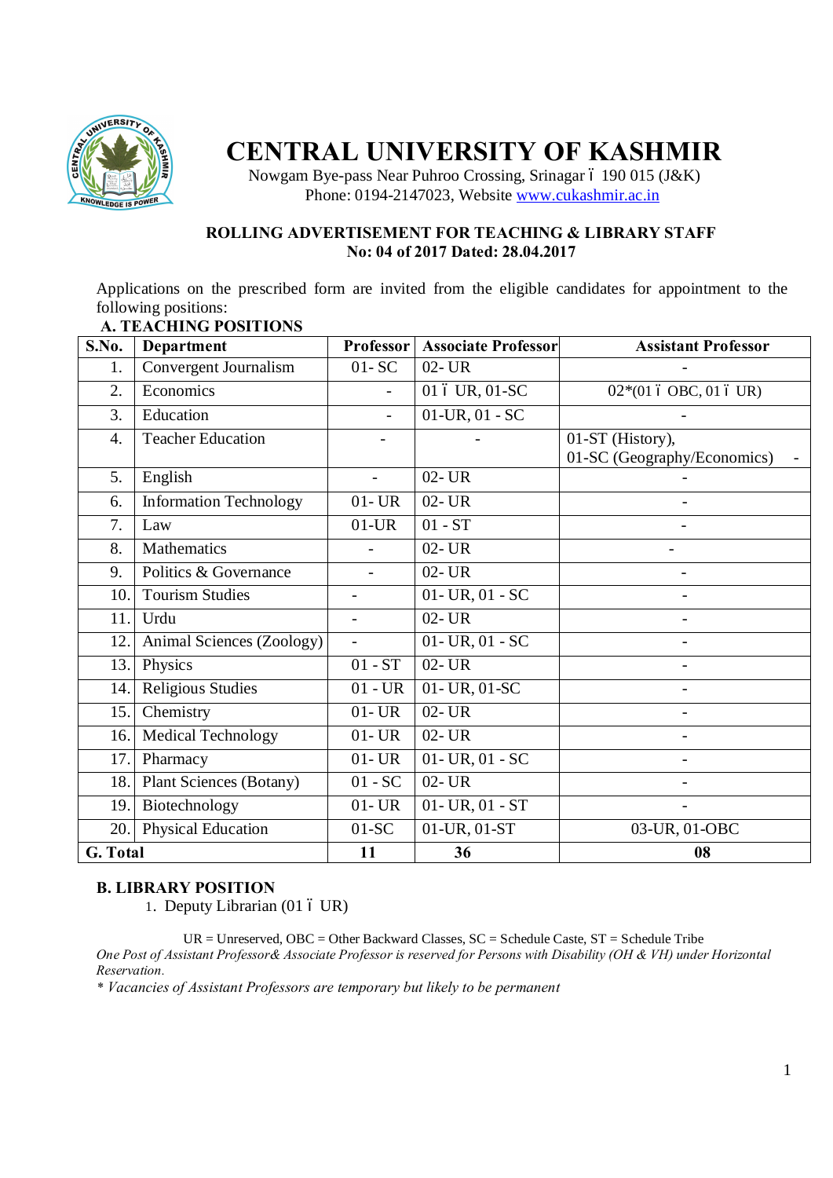# CENTRAL UNIVERSITY OF KASHMIR

Nowgam Bye-pass Near Puhroo Crossing, Srinagar – 190 015 (J&K)
Phone: 0194-2147023, Website www.cukashmir.ac.in

**ROLLING ADVERTISEMENT FOR TEACHING & LIBRARY STAFF**
**No: 04 of 2017 Dated: 28.04.2017**

Applications on the prescribed form are invited from the eligible candidates for appointment to the following positions:

**A. TEACHING POSITIONS**

| S.No. | Department | Professor | Associate Professor | Assistant Professor |
|---|---|---|---|---|
| 1. | Convergent Journalism | 01- SC | 02- UR | - |
| 2. | Economics | - | 01 – UR, 01-SC | 02*(01 – OBC, 01 – UR) |
| 3. | Education | - | 01-UR, 01 - SC | - |
| 4. | Teacher Education | - | - | 01-ST (History), 01-SC (Geography/Economics) - |
| 5. | English | - | 02- UR | - |
| 6. | Information Technology | 01- UR | 02- UR | - |
| 7. | Law | 01-UR | 01 - ST | - |
| 8. | Mathematics | - | 02- UR | - |
| 9. | Politics & Governance | - | 02- UR | - |
| 10. | Tourism Studies | - | 01- UR, 01 - SC | - |
| 11. | Urdu | - | 02- UR | - |
| 12. | Animal Sciences (Zoology) | - | 01- UR, 01 - SC | - |
| 13. | Physics | 01 - ST | 02- UR | - |
| 14. | Religious Studies | 01 - UR | 01- UR, 01-SC | - |
| 15. | Chemistry | 01- UR | 02- UR | - |
| 16. | Medical Technology | 01- UR | 02- UR | - |
| 17. | Pharmacy | 01- UR | 01- UR, 01 - SC | - |
| 18. | Plant Sciences (Botany) | 01 - SC | 02- UR | - |
| 19. | Biotechnology | 01- UR | 01- UR, 01 - ST | - |
| 20. | Physical Education | 01-SC | 01-UR, 01-ST | 03-UR, 01-OBC |
| **G. Total** | | **11** | **36** | **08** |

**B. LIBRARY POSITION**

1. Deputy Librarian (01 – UR)

UR = Unreserved, OBC = Other Backward Classes, SC = Schedule Caste, ST = Schedule Tribe

*One Post of Assistant Professor& Associate Professor is reserved for Persons with Disability (OH & VH) under Horizontal Reservation.*

* *Vacancies of Assistant Professors are temporary but likely to be permanent*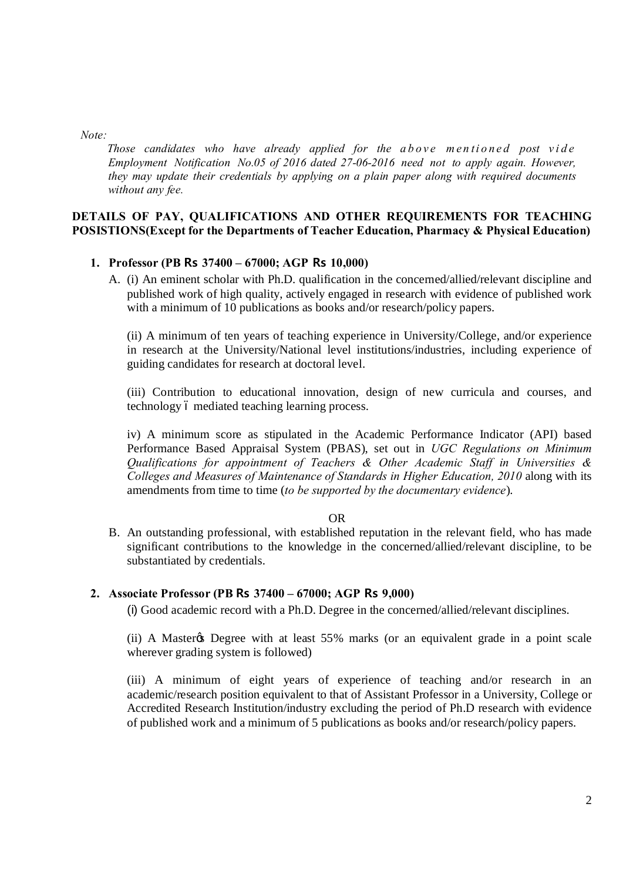*Note:*

*Those candidates who have already applied for the above mentioned post vide Employment Notification No.05 of 2016 dated 27-06-2016 need not to apply again. However, they may update their credentials by applying on a plain paper along with required documents without any fee.*

**DETAILS OF PAY, QUALIFICATIONS AND OTHER REQUIREMENTS FOR TEACHING POSISTIONS(Except for the Departments of Teacher Education, Pharmacy & Physical Education)**

1. **Professor (PB Rs 37400 – 67000; AGP Rs 10,000)**

   A. (i) An eminent scholar with Ph.D. qualification in the concerned/allied/relevant discipline and published work of high quality, actively engaged in research with evidence of published work with a minimum of 10 publications as books and/or research/policy papers.

   (ii) A minimum of ten years of teaching experience in University/College, and/or experience in research at the University/National level institutions/industries, including experience of guiding candidates for research at doctoral level.

   (iii) Contribution to educational innovation, design of new curricula and courses, and technology – mediated teaching learning process.

   iv) A minimum score as stipulated in the Academic Performance Indicator (API) based Performance Based Appraisal System (PBAS), set out in *UGC Regulations on Minimum Qualifications for appointment of Teachers & Other Academic Staff in Universities & Colleges and Measures of Maintenance of Standards in Higher Education, 2010* along with its amendments from time to time (*to be supported by the documentary evidence*).

   OR

   B. An outstanding professional, with established reputation in the relevant field, who has made significant contributions to the knowledge in the concerned/allied/relevant discipline, to be substantiated by credentials.

2. **Associate Professor (PB Rs 37400 – 67000; AGP Rs 9,000)**

   (i) Good academic record with a Ph.D. Degree in the concerned/allied/relevant disciplines.

   (ii) A Master's Degree with at least 55% marks (or an equivalent grade in a point scale wherever grading system is followed)

   (iii) A minimum of eight years of experience of teaching and/or research in an academic/research position equivalent to that of Assistant Professor in a University, College or Accredited Research Institution/industry excluding the period of Ph.D research with evidence of published work and a minimum of 5 publications as books and/or research/policy papers.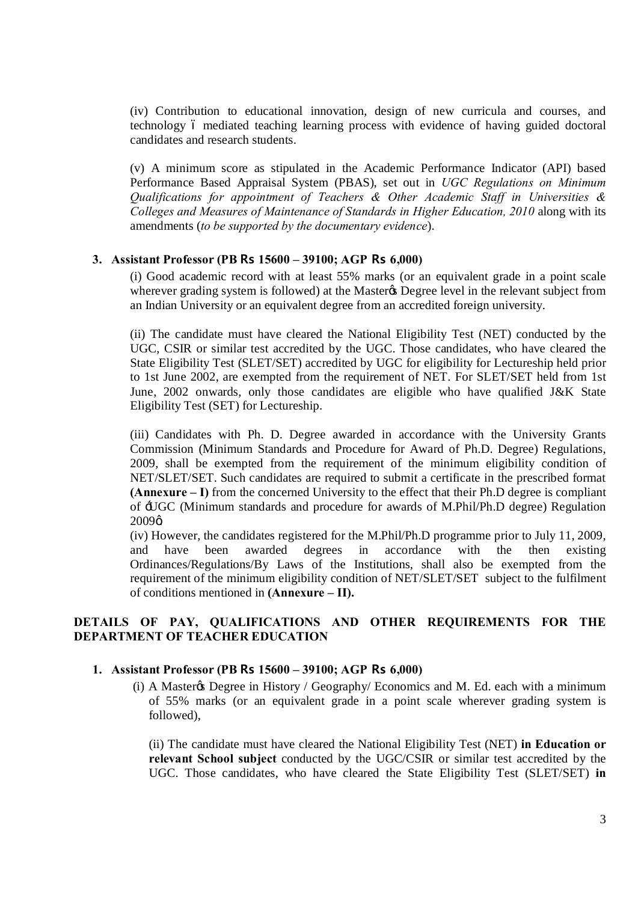(iv) Contribution to educational innovation, design of new curricula and courses, and technology ó mediated teaching learning process with evidence of having guided doctoral candidates and research students.

(v) A minimum score as stipulated in the Academic Performance Indicator (API) based Performance Based Appraisal System (PBAS), set out in *UGC Regulations on Minimum Qualifications for appointment of Teachers & Other Academic Staff in Universities & Colleges and Measures of Maintenance of Standards in Higher Education, 2010* along with its amendments (*to be supported by the documentary evidence*).

3. **Assistant Professor (PB Rs 15600 – 39100; AGP Rs 6,000)**

   (i) Good academic record with at least 55% marks (or an equivalent grade in a point scale wherever grading system is followed) at the Masterøs Degree level in the relevant subject from an Indian University or an equivalent degree from an accredited foreign university.

   (ii) The candidate must have cleared the National Eligibility Test (NET) conducted by the UGC, CSIR or similar test accredited by the UGC. Those candidates, who have cleared the State Eligibility Test (SLET/SET) accredited by UGC for eligibility for Lectureship held prior to 1st June 2002, are exempted from the requirement of NET. For SLET/SET held from 1st June, 2002 onwards, only those candidates are eligible who have qualified J&K State Eligibility Test (SET) for Lectureship.

   (iii) Candidates with Ph. D. Degree awarded in accordance with the University Grants Commission (Minimum Standards and Procedure for Award of Ph.D. Degree) Regulations, 2009, shall be exempted from the requirement of the minimum eligibility condition of NET/SLET/SET. Such candidates are required to submit a certificate in the prescribed format **(Annexure – I)** from the concerned University to the effect that their Ph.D degree is compliant of ÷UGC (Minimum standards and procedure for awards of M.Phil/Ph.D degree) Regulation 2009ø

   (iv) However, the candidates registered for the M.Phil/Ph.D programme prior to July 11, 2009, and have been awarded degrees in accordance with the then existing Ordinances/Regulations/By Laws of the Institutions, shall also be exempted from the requirement of the minimum eligibility condition of NET/SLET/SET subject to the fulfilment of conditions mentioned in **(Annexure – II).**

**DETAILS OF PAY, QUALIFICATIONS AND OTHER REQUIREMENTS FOR THE DEPARTMENT OF TEACHER EDUCATION**

1. **Assistant Professor (PB Rs 15600 – 39100; AGP Rs 6,000)**

   (i) A Masterøs Degree in History / Geography/ Economics and M. Ed. each with a minimum of 55% marks (or an equivalent grade in a point scale wherever grading system is followed),

   (ii) The candidate must have cleared the National Eligibility Test (NET) **in Education or relevant School subject** conducted by the UGC/CSIR or similar test accredited by the UGC. Those candidates, who have cleared the State Eligibility Test (SLET/SET) **in**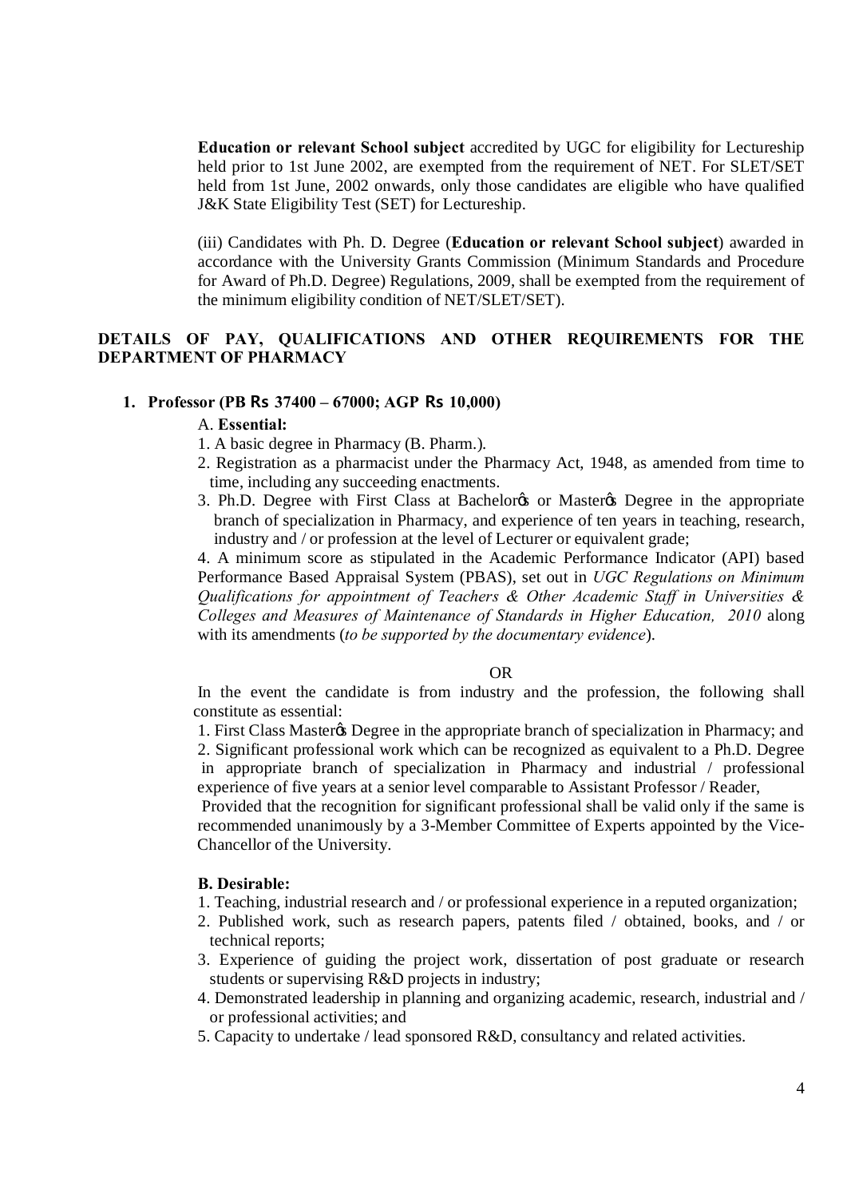**Education or relevant School subject** accredited by UGC for eligibility for Lectureship held prior to 1st June 2002, are exempted from the requirement of NET. For SLET/SET held from 1st June, 2002 onwards, only those candidates are eligible who have qualified J&K State Eligibility Test (SET) for Lectureship.

(iii) Candidates with Ph. D. Degree (**Education or relevant School subject**) awarded in accordance with the University Grants Commission (Minimum Standards and Procedure for Award of Ph.D. Degree) Regulations, 2009, shall be exempted from the requirement of the minimum eligibility condition of NET/SLET/SET).

## DETAILS OF PAY, QUALIFICATIONS AND OTHER REQUIREMENTS FOR THE DEPARTMENT OF PHARMACY

### 1. Professor (PB Rs 37400 – 67000; AGP Rs 10,000)

A. **Essential:**

1. A basic degree in Pharmacy (B. Pharm.).
2. Registration as a pharmacist under the Pharmacy Act, 1948, as amended from time to time, including any succeeding enactments.
3. Ph.D. Degree with First Class at Bachelor's or Master's Degree in the appropriate branch of specialization in Pharmacy, and experience of ten years in teaching, research, industry and / or profession at the level of Lecturer or equivalent grade;
4. A minimum score as stipulated in the Academic Performance Indicator (API) based Performance Based Appraisal System (PBAS), set out in *UGC Regulations on Minimum Qualifications for appointment of Teachers & Other Academic Staff in Universities & Colleges and Measures of Maintenance of Standards in Higher Education, 2010* along with its amendments (*to be supported by the documentary evidence*).

OR

In the event the candidate is from industry and the profession, the following shall constitute as essential:

1. First Class Master's Degree in the appropriate branch of specialization in Pharmacy; and
2. Significant professional work which can be recognized as equivalent to a Ph.D. Degree in appropriate branch of specialization in Pharmacy and industrial / professional experience of five years at a senior level comparable to Assistant Professor / Reader,

Provided that the recognition for significant professional shall be valid only if the same is recommended unanimously by a 3-Member Committee of Experts appointed by the Vice-Chancellor of the University.

**B. Desirable:**

1. Teaching, industrial research and / or professional experience in a reputed organization;
2. Published work, such as research papers, patents filed / obtained, books, and / or technical reports;
3. Experience of guiding the project work, dissertation of post graduate or research students or supervising R&D projects in industry;
4. Demonstrated leadership in planning and organizing academic, research, industrial and / or professional activities; and
5. Capacity to undertake / lead sponsored R&D, consultancy and related activities.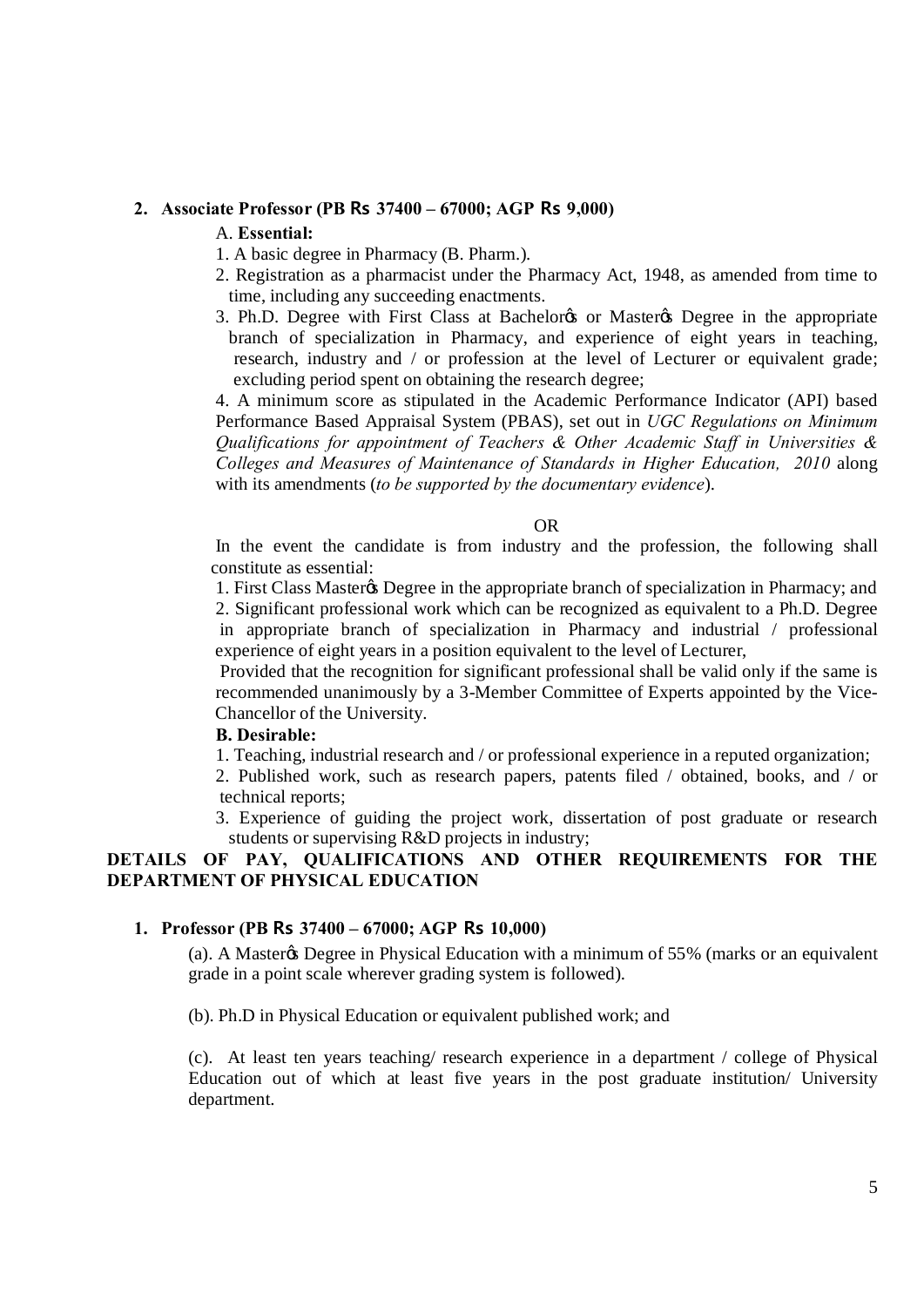**2. Associate Professor (PB Rs 37400 – 67000; AGP Rs 9,000)**

A. **Essential:**

1. A basic degree in Pharmacy (B. Pharm.).
2. Registration as a pharmacist under the Pharmacy Act, 1948, as amended from time to time, including any succeeding enactments.
3. Ph.D. Degree with First Class at Bachelor's or Master's Degree in the appropriate branch of specialization in Pharmacy, and experience of eight years in teaching, research, industry and / or profession at the level of Lecturer or equivalent grade; excluding period spent on obtaining the research degree;
4. A minimum score as stipulated in the Academic Performance Indicator (API) based Performance Based Appraisal System (PBAS), set out in *UGC Regulations on Minimum Qualifications for appointment of Teachers & Other Academic Staff in Universities & Colleges and Measures of Maintenance of Standards in Higher Education, 2010* along with its amendments (*to be supported by the documentary evidence*).

OR

In the event the candidate is from industry and the profession, the following shall constitute as essential:

1. First Class Master's Degree in the appropriate branch of specialization in Pharmacy; and
2. Significant professional work which can be recognized as equivalent to a Ph.D. Degree in appropriate branch of specialization in Pharmacy and industrial / professional experience of eight years in a position equivalent to the level of Lecturer,

Provided that the recognition for significant professional shall be valid only if the same is recommended unanimously by a 3-Member Committee of Experts appointed by the Vice-Chancellor of the University.

**B. Desirable:**

1. Teaching, industrial research and / or professional experience in a reputed organization;
2. Published work, such as research papers, patents filed / obtained, books, and / or technical reports;
3. Experience of guiding the project work, dissertation of post graduate or research students or supervising R&D projects in industry;

**DETAILS OF PAY, QUALIFICATIONS AND OTHER REQUIREMENTS FOR THE DEPARTMENT OF PHYSICAL EDUCATION**

**1. Professor (PB Rs 37400 – 67000; AGP Rs 10,000)**

(a). A Master's Degree in Physical Education with a minimum of 55% (marks or an equivalent grade in a point scale wherever grading system is followed).

(b). Ph.D in Physical Education or equivalent published work; and

(c). At least ten years teaching/ research experience in a department / college of Physical Education out of which at least five years in the post graduate institution/ University department.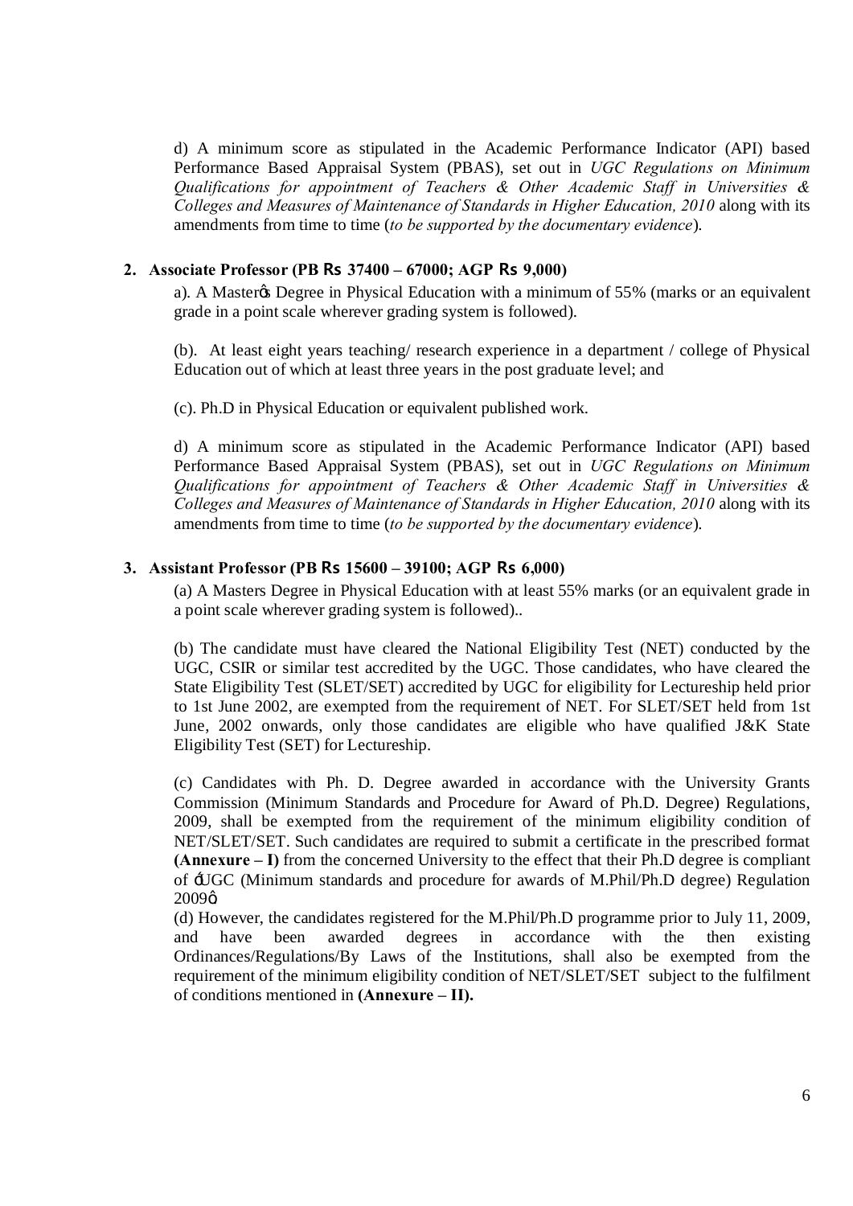d) A minimum score as stipulated in the Academic Performance Indicator (API) based Performance Based Appraisal System (PBAS), set out in *UGC Regulations on Minimum Qualifications for appointment of Teachers & Other Academic Staff in Universities & Colleges and Measures of Maintenance of Standards in Higher Education, 2010* along with its amendments from time to time (*to be supported by the documentary evidence*).

**2. Associate Professor (PB Rs 37400 – 67000; AGP Rs 9,000)**

a). A Master's Degree in Physical Education with a minimum of 55% (marks or an equivalent grade in a point scale wherever grading system is followed).

(b). At least eight years teaching/ research experience in a department / college of Physical Education out of which at least three years in the post graduate level; and

(c). Ph.D in Physical Education or equivalent published work.

d) A minimum score as stipulated in the Academic Performance Indicator (API) based Performance Based Appraisal System (PBAS), set out in *UGC Regulations on Minimum Qualifications for appointment of Teachers & Other Academic Staff in Universities & Colleges and Measures of Maintenance of Standards in Higher Education, 2010* along with its amendments from time to time (*to be supported by the documentary evidence*).

**3. Assistant Professor (PB Rs 15600 – 39100; AGP Rs 6,000)**

(a) A Masters Degree in Physical Education with at least 55% marks (or an equivalent grade in a point scale wherever grading system is followed)..

(b) The candidate must have cleared the National Eligibility Test (NET) conducted by the UGC, CSIR or similar test accredited by the UGC. Those candidates, who have cleared the State Eligibility Test (SLET/SET) accredited by UGC for eligibility for Lectureship held prior to 1st June 2002, are exempted from the requirement of NET. For SLET/SET held from 1st June, 2002 onwards, only those candidates are eligible who have qualified J&K State Eligibility Test (SET) for Lectureship.

(c) Candidates with Ph. D. Degree awarded in accordance with the University Grants Commission (Minimum Standards and Procedure for Award of Ph.D. Degree) Regulations, 2009, shall be exempted from the requirement of the minimum eligibility condition of NET/SLET/SET. Such candidates are required to submit a certificate in the prescribed format **(Annexure – I)** from the concerned University to the effect that their Ph.D degree is compliant of 'UGC (Minimum standards and procedure for awards of M.Phil/Ph.D degree) Regulation 2009'.

(d) However, the candidates registered for the M.Phil/Ph.D programme prior to July 11, 2009, and have been awarded degrees in accordance with the then existing Ordinances/Regulations/By Laws of the Institutions, shall also be exempted from the requirement of the minimum eligibility condition of NET/SLET/SET subject to the fulfilment of conditions mentioned in **(Annexure – II).**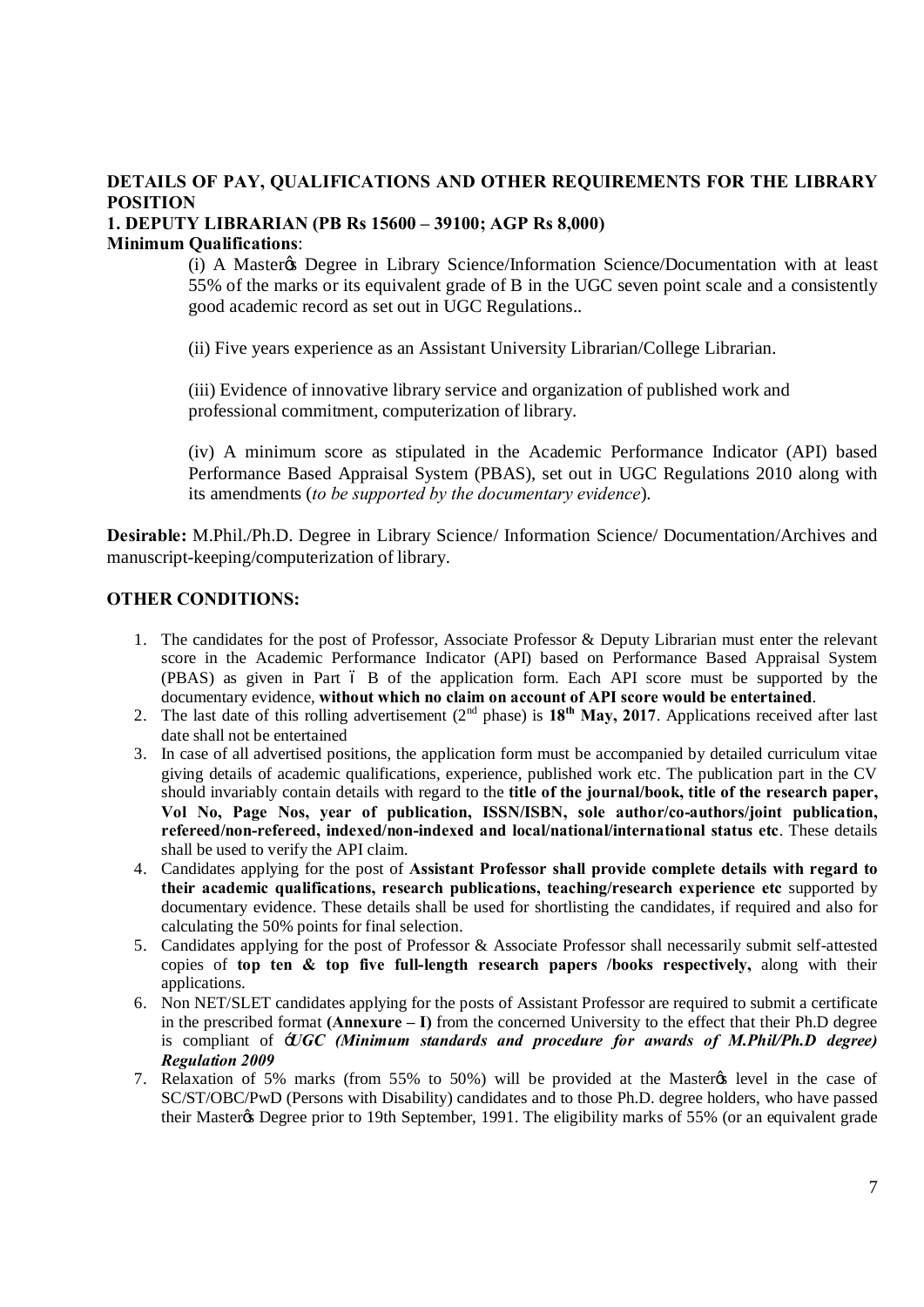## DETAILS OF PAY, QUALIFICATIONS AND OTHER REQUIREMENTS FOR THE LIBRARY POSITION

### 1. DEPUTY LIBRARIAN (PB Rs 15600 – 39100; AGP Rs 8,000)

**Minimum Qualifications**:

(i) A Master's Degree in Library Science/Information Science/Documentation with at least 55% of the marks or its equivalent grade of B in the UGC seven point scale and a consistently good academic record as set out in UGC Regulations..

(ii) Five years experience as an Assistant University Librarian/College Librarian.

(iii) Evidence of innovative library service and organization of published work and professional commitment, computerization of library.

(iv) A minimum score as stipulated in the Academic Performance Indicator (API) based Performance Based Appraisal System (PBAS), set out in UGC Regulations 2010 along with its amendments (*to be supported by the documentary evidence*).

**Desirable:** M.Phil./Ph.D. Degree in Library Science/ Information Science/ Documentation/Archives and manuscript-keeping/computerization of library.

### OTHER CONDITIONS:

1. The candidates for the post of Professor, Associate Professor & Deputy Librarian must enter the relevant score in the Academic Performance Indicator (API) based on Performance Based Appraisal System (PBAS) as given in Part – B of the application form. Each API score must be supported by the documentary evidence, **without which no claim on account of API score would be entertained**.
2. The last date of this rolling advertisement (2nd phase) is **18th May, 2017**. Applications received after last date shall not be entertained
3. In case of all advertised positions, the application form must be accompanied by detailed curriculum vitae giving details of academic qualifications, experience, published work etc. The publication part in the CV should invariably contain details with regard to the **title of the journal/book, title of the research paper, Vol No, Page Nos, year of publication, ISSN/ISBN, sole author/co-authors/joint publication, refereed/non-refereed, indexed/non-indexed and local/national/international status etc**. These details shall be used to verify the API claim.
4. Candidates applying for the post of **Assistant Professor shall provide complete details with regard to their academic qualifications, research publications, teaching/research experience etc** supported by documentary evidence. These details shall be used for shortlisting the candidates, if required and also for calculating the 50% points for final selection.
5. Candidates applying for the post of Professor & Associate Professor shall necessarily submit self-attested copies of **top ten & top five full-length research papers /books respectively,** along with their applications.
6. Non NET/SLET candidates applying for the posts of Assistant Professor are required to submit a certificate in the prescribed format **(Annexure – I)** from the concerned University to the effect that their Ph.D degree is compliant of '***UGC (Minimum standards and procedure for awards of M.Phil/Ph.D degree) Regulation 2009***
7. Relaxation of 5% marks (from 55% to 50%) will be provided at the Master's level in the case of SC/ST/OBC/PwD (Persons with Disability) candidates and to those Ph.D. degree holders, who have passed their Master's Degree prior to 19th September, 1991. The eligibility marks of 55% (or an equivalent grade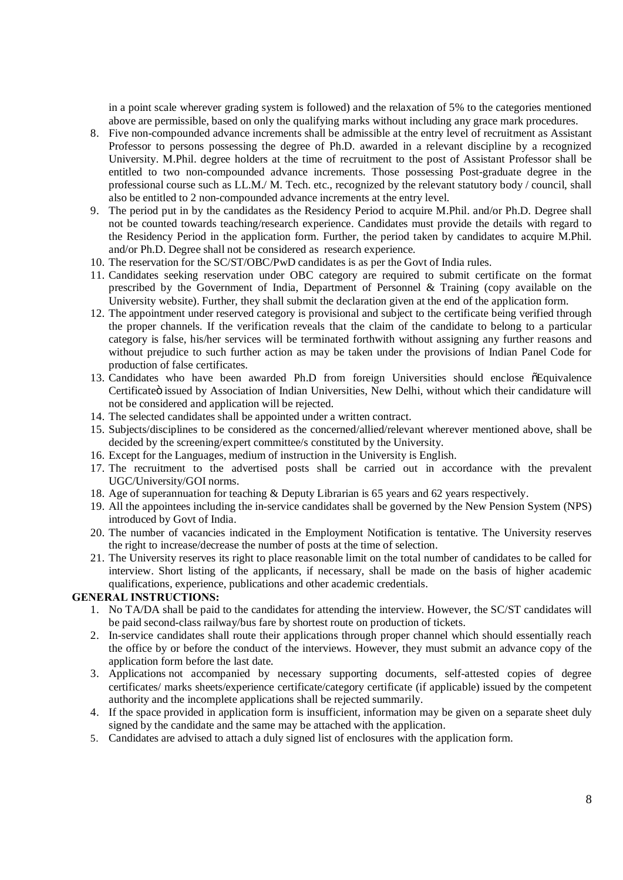in a point scale wherever grading system is followed) and the relaxation of 5% to the categories mentioned above are permissible, based on only the qualifying marks without including any grace mark procedures.

8. Five non-compounded advance increments shall be admissible at the entry level of recruitment as Assistant Professor to persons possessing the degree of Ph.D. awarded in a relevant discipline by a recognized University. M.Phil. degree holders at the time of recruitment to the post of Assistant Professor shall be entitled to two non-compounded advance increments. Those possessing Post-graduate degree in the professional course such as LL.M./ M. Tech. etc., recognized by the relevant statutory body / council, shall also be entitled to 2 non-compounded advance increments at the entry level.
9. The period put in by the candidates as the Residency Period to acquire M.Phil. and/or Ph.D. Degree shall not be counted towards teaching/research experience. Candidates must provide the details with regard to the Residency Period in the application form. Further, the period taken by candidates to acquire M.Phil. and/or Ph.D. Degree shall not be considered as research experience.
10. The reservation for the SC/ST/OBC/PwD candidates is as per the Govt of India rules.
11. Candidates seeking reservation under OBC category are required to submit certificate on the format prescribed by the Government of India, Department of Personnel & Training (copy available on the University website). Further, they shall submit the declaration given at the end of the application form.
12. The appointment under reserved category is provisional and subject to the certificate being verified through the proper channels. If the verification reveals that the claim of the candidate to belong to a particular category is false, his/her services will be terminated forthwith without assigning any further reasons and without prejudice to such further action as may be taken under the provisions of Indian Panel Code for production of false certificates.
13. Candidates who have been awarded Ph.D from foreign Universities should enclose "Equivalence Certificate" issued by Association of Indian Universities, New Delhi, without which their candidature will not be considered and application will be rejected.
14. The selected candidates shall be appointed under a written contract.
15. Subjects/disciplines to be considered as the concerned/allied/relevant wherever mentioned above, shall be decided by the screening/expert committee/s constituted by the University.
16. Except for the Languages, medium of instruction in the University is English.
17. The recruitment to the advertised posts shall be carried out in accordance with the prevalent UGC/University/GOI norms.
18. Age of superannuation for teaching & Deputy Librarian is 65 years and 62 years respectively.
19. All the appointees including the in-service candidates shall be governed by the New Pension System (NPS) introduced by Govt of India.
20. The number of vacancies indicated in the Employment Notification is tentative. The University reserves the right to increase/decrease the number of posts at the time of selection.
21. The University reserves its right to place reasonable limit on the total number of candidates to be called for interview. Short listing of the applicants, if necessary, shall be made on the basis of higher academic qualifications, experience, publications and other academic credentials.

**GENERAL INSTRUCTIONS:**

1. No TA/DA shall be paid to the candidates for attending the interview. However, the SC/ST candidates will be paid second-class railway/bus fare by shortest route on production of tickets.
2. In-service candidates shall route their applications through proper channel which should essentially reach the office by or before the conduct of the interviews. However, they must submit an advance copy of the application form before the last date.
3. Applications not accompanied by necessary supporting documents, self-attested copies of degree certificates/ marks sheets/experience certificate/category certificate (if applicable) issued by the competent authority and the incomplete applications shall be rejected summarily.
4. If the space provided in application form is insufficient, information may be given on a separate sheet duly signed by the candidate and the same may be attached with the application.
5. Candidates are advised to attach a duly signed list of enclosures with the application form.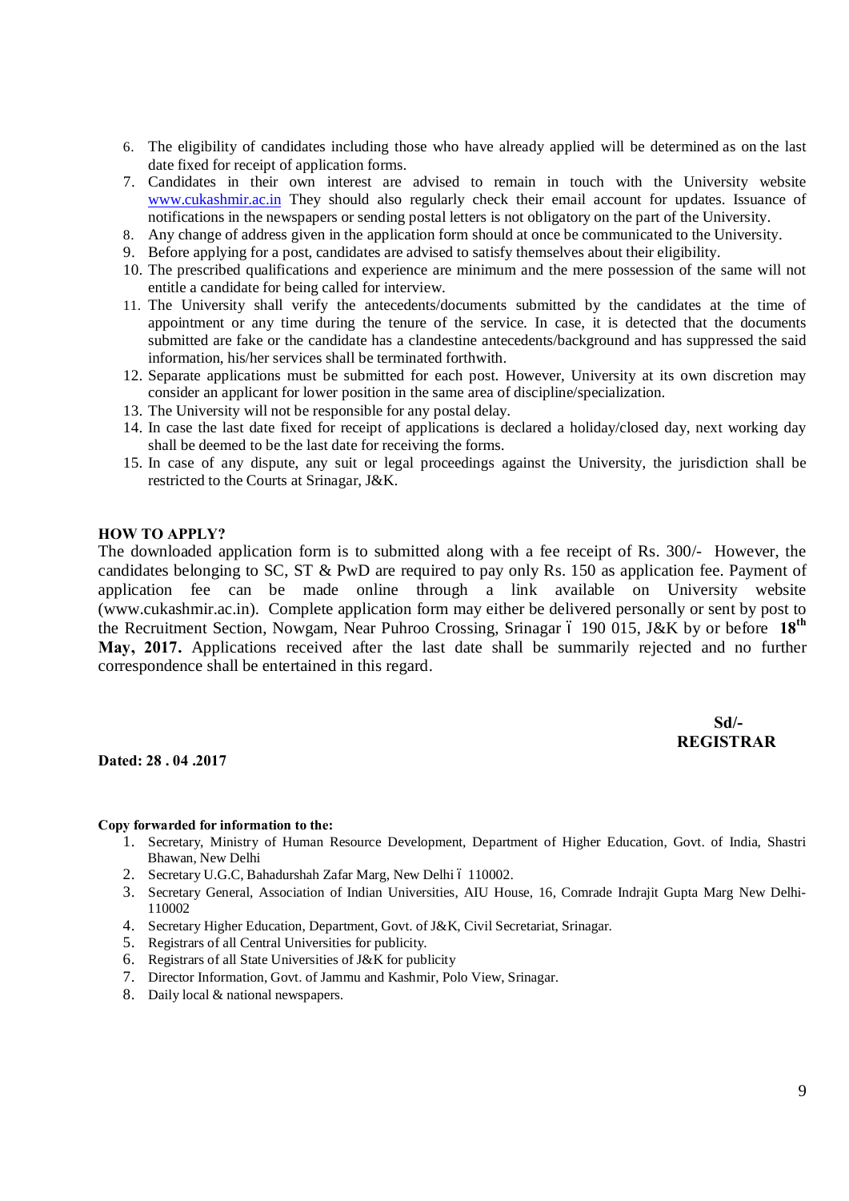6. The eligibility of candidates including those who have already applied will be determined as on the last date fixed for receipt of application forms.
7. Candidates in their own interest are advised to remain in touch with the University website www.cukashmir.ac.in They should also regularly check their email account for updates. Issuance of notifications in the newspapers or sending postal letters is not obligatory on the part of the University.
8. Any change of address given in the application form should at once be communicated to the University.
9. Before applying for a post, candidates are advised to satisfy themselves about their eligibility.
10. The prescribed qualifications and experience are minimum and the mere possession of the same will not entitle a candidate for being called for interview.
11. The University shall verify the antecedents/documents submitted by the candidates at the time of appointment or any time during the tenure of the service. In case, it is detected that the documents submitted are fake or the candidate has a clandestine antecedents/background and has suppressed the said information, his/her services shall be terminated forthwith.
12. Separate applications must be submitted for each post. However, University at its own discretion may consider an applicant for lower position in the same area of discipline/specialization.
13. The University will not be responsible for any postal delay.
14. In case the last date fixed for receipt of applications is declared a holiday/closed day, next working day shall be deemed to be the last date for receiving the forms.
15. In case of any dispute, any suit or legal proceedings against the University, the jurisdiction shall be restricted to the Courts at Srinagar, J&K.

**HOW TO APPLY?**

The downloaded application form is to submitted along with a fee receipt of Rs. 300/- However, the candidates belonging to SC, ST & PwD are required to pay only Rs. 150 as application fee. Payment of application fee can be made online through a link available on University website (www.cukashmir.ac.in). Complete application form may either be delivered personally or sent by post to the Recruitment Section, Nowgam, Near Puhroo Crossing, Srinagar – 190 015, J&K by or before **18th May, 2017.** Applications received after the last date shall be summarily rejected and no further correspondence shall be entertained in this regard.

**Sd/-**
**REGISTRAR**

**Dated: 28 . 04 .2017**

**Copy forwarded for information to the:**

1. Secretary, Ministry of Human Resource Development, Department of Higher Education, Govt. of India, Shastri Bhawan, New Delhi
2. Secretary U.G.C, Bahadurshah Zafar Marg, New Delhi – 110002.
3. Secretary General, Association of Indian Universities, AIU House, 16, Comrade Indrajit Gupta Marg New Delhi-110002
4. Secretary Higher Education, Department, Govt. of J&K, Civil Secretariat, Srinagar.
5. Registrars of all Central Universities for publicity.
6. Registrars of all State Universities of J&K for publicity
7. Director Information, Govt. of Jammu and Kashmir, Polo View, Srinagar.
8. Daily local & national newspapers.